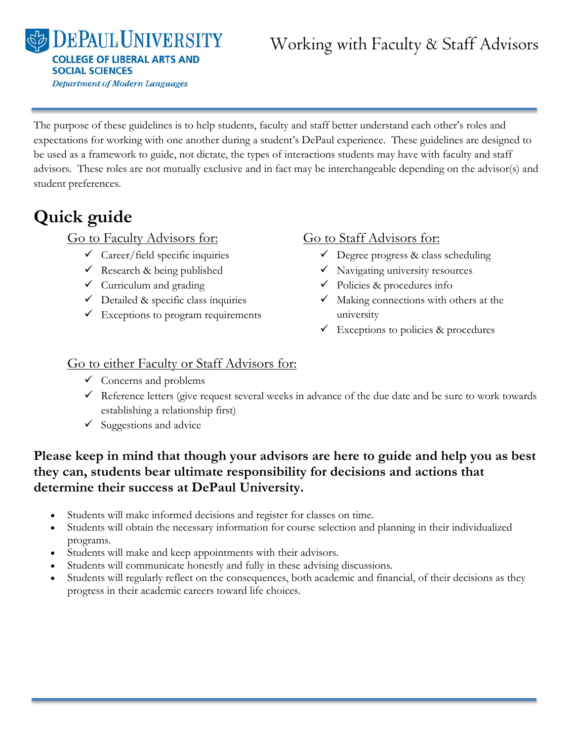DePaul University
College of Liberal Arts and Social Sciences
*Department of Modern Languages*

# Working with Faculty & Staff Advisors

The purpose of these guidelines is to help students, faculty and staff better understand each other's roles and expectations for working with one another during a student's DePaul experience. These guidelines are designed to be used as a framework to guide, not dictate, the types of interactions students may have with faculty and staff advisors. These roles are not mutually exclusive and in fact may be interchangeable depending on the advisor(s) and student preferences.

## Quick guide

### Go to Faculty Advisors for:

- ✓ Career/field specific inquiries
- ✓ Research & being published
- ✓ Curriculum and grading
- ✓ Detailed & specific class inquiries
- ✓ Exceptions to program requirements

### Go to Staff Advisors for:

- ✓ Degree progress & class scheduling
- ✓ Navigating university resources
- ✓ Policies & procedures info
- ✓ Making connections with others at the university
- ✓ Exceptions to policies & procedures

### Go to either Faculty or Staff Advisors for:

- ✓ Concerns and problems
- ✓ Reference letters (give request several weeks in advance of the due date and be sure to work towards establishing a relationship first)
- ✓ Suggestions and advice

**Please keep in mind that though your advisors are here to guide and help you as best they can, students bear ultimate responsibility for decisions and actions that determine their success at DePaul University.**

- Students will make informed decisions and register for classes on time.
- Students will obtain the necessary information for course selection and planning in their individualized programs.
- Students will make and keep appointments with their advisors.
- Students will communicate honestly and fully in these advising discussions.
- Students will regularly reflect on the consequences, both academic and financial, of their decisions as they progress in their academic careers toward life choices.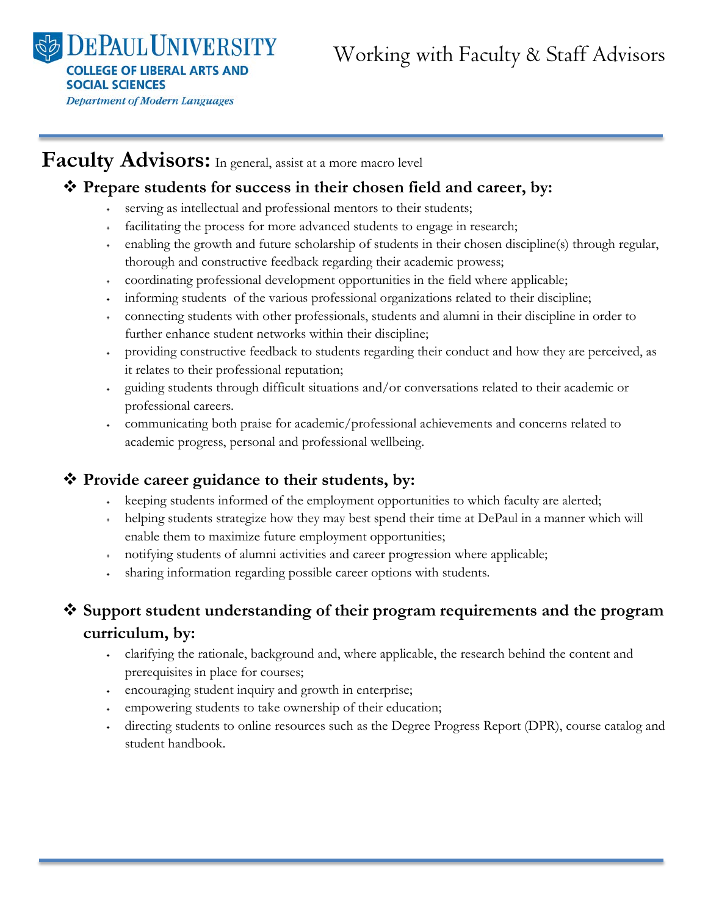DePaul University
COLLEGE OF LIBERAL ARTS AND SOCIAL SCIENCES
*Department of Modern Languages*

# Working with Faculty & Staff Advisors

## Faculty Advisors: In general, assist at a more macro level

### ❖ Prepare students for success in their chosen field and career, by:

- serving as intellectual and professional mentors to their students;
- facilitating the process for more advanced students to engage in research;
- enabling the growth and future scholarship of students in their chosen discipline(s) through regular, thorough and constructive feedback regarding their academic prowess;
- coordinating professional development opportunities in the field where applicable;
- informing students of the various professional organizations related to their discipline;
- connecting students with other professionals, students and alumni in their discipline in order to further enhance student networks within their discipline;
- providing constructive feedback to students regarding their conduct and how they are perceived, as it relates to their professional reputation;
- guiding students through difficult situations and/or conversations related to their academic or professional careers.
- communicating both praise for academic/professional achievements and concerns related to academic progress, personal and professional wellbeing.

### ❖ Provide career guidance to their students, by:

- keeping students informed of the employment opportunities to which faculty are alerted;
- helping students strategize how they may best spend their time at DePaul in a manner which will enable them to maximize future employment opportunities;
- notifying students of alumni activities and career progression where applicable;
- sharing information regarding possible career options with students.

### ❖ Support student understanding of their program requirements and the program curriculum, by:

- clarifying the rationale, background and, where applicable, the research behind the content and prerequisites in place for courses;
- encouraging student inquiry and growth in enterprise;
- empowering students to take ownership of their education;
- directing students to online resources such as the Degree Progress Report (DPR), course catalog and student handbook.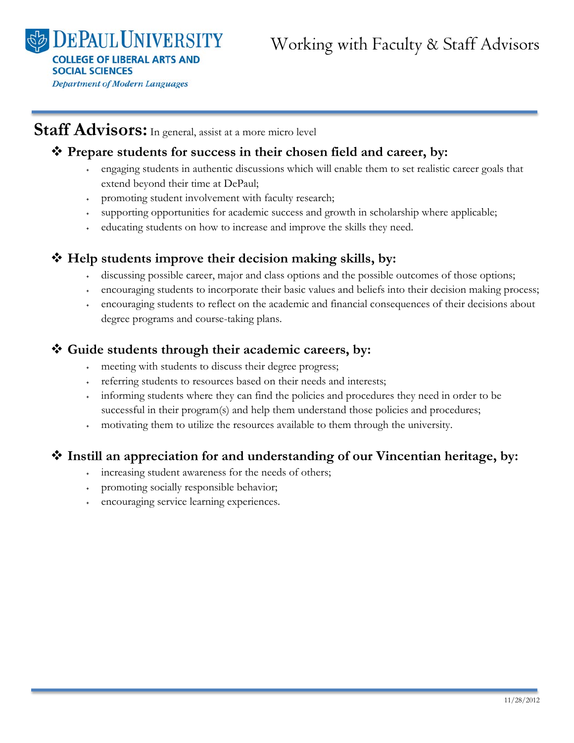# Staff Advisors: In general, assist at a more micro level

## ❖ Prepare students for success in their chosen field and career, by:

- engaging students in authentic discussions which will enable them to set realistic career goals that extend beyond their time at DePaul;
- promoting student involvement with faculty research;
- supporting opportunities for academic success and growth in scholarship where applicable;
- educating students on how to increase and improve the skills they need.

## ❖ Help students improve their decision making skills, by:

- discussing possible career, major and class options and the possible outcomes of those options;
- encouraging students to incorporate their basic values and beliefs into their decision making process;
- encouraging students to reflect on the academic and financial consequences of their decisions about degree programs and course-taking plans.

## ❖ Guide students through their academic careers, by:

- meeting with students to discuss their degree progress;
- referring students to resources based on their needs and interests;
- informing students where they can find the policies and procedures they need in order to be successful in their program(s) and help them understand those policies and procedures;
- motivating them to utilize the resources available to them through the university.

## ❖ Instill an appreciation for and understanding of our Vincentian heritage, by:

- increasing student awareness for the needs of others;
- promoting socially responsible behavior;
- encouraging service learning experiences.